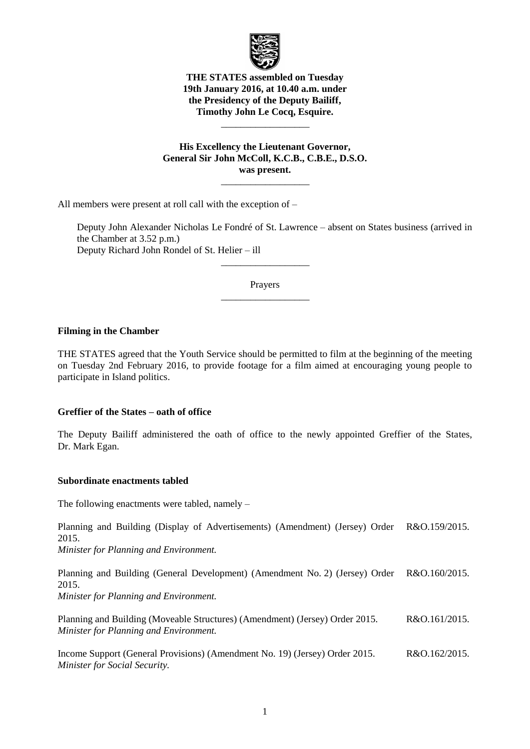**THE STATES assembled on Tuesday 19th January 2016, at 10.40 a.m. under the Presidency of the Deputy Bailiff, Timothy John Le Cocq, Esquire.**

---

**His Excellency the Lieutenant Governor, General Sir John McColl, K.C.B., C.B.E., D.S.O. was present.**

---

All members were present at roll call with the exception of –

Deputy John Alexander Nicholas Le Fondré of St. Lawrence – absent on States business (arrived in the Chamber at 3.52 p.m.)
Deputy Richard John Rondel of St. Helier – ill

---

Prayers

---

**Filming in the Chamber**

THE STATES agreed that the Youth Service should be permitted to film at the beginning of the meeting on Tuesday 2nd February 2016, to provide footage for a film aimed at encouraging young people to participate in Island politics.

**Greffier of the States – oath of office**

The Deputy Bailiff administered the oath of office to the newly appointed Greffier of the States, Dr. Mark Egan.

**Subordinate enactments tabled**

The following enactments were tabled, namely –

| | |
|---|---|
| Planning and Building (Display of Advertisements) (Amendment) (Jersey) Order 2015. *Minister for Planning and Environment.* | R&O.159/2015. |
| Planning and Building (General Development) (Amendment No. 2) (Jersey) Order 2015. *Minister for Planning and Environment.* | R&O.160/2015. |
| Planning and Building (Moveable Structures) (Amendment) (Jersey) Order 2015. *Minister for Planning and Environment.* | R&O.161/2015. |
| Income Support (General Provisions) (Amendment No. 19) (Jersey) Order 2015. *Minister for Social Security.* | R&O.162/2015. |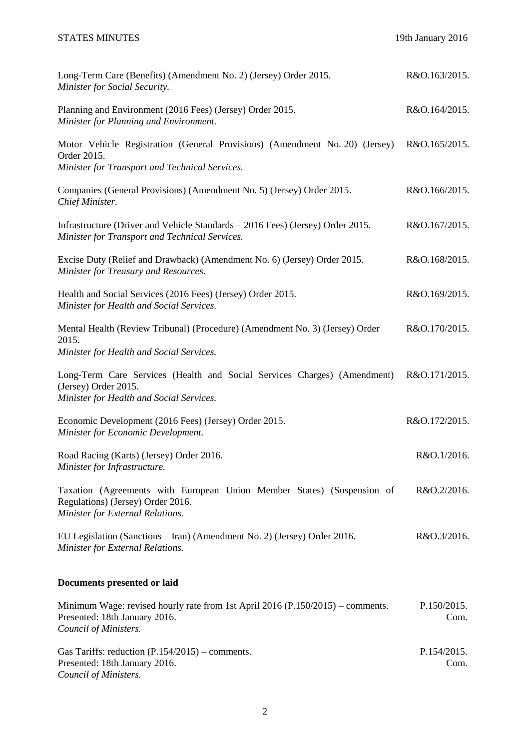Long-Term Care (Benefits) (Amendment No. 2) (Jersey) Order 2015. R&O.163/2015.
*Minister for Social Security.*

Planning and Environment (2016 Fees) (Jersey) Order 2015. R&O.164/2015.
*Minister for Planning and Environment.*

Motor Vehicle Registration (General Provisions) (Amendment No. 20) (Jersey) Order 2015. R&O.165/2015.
*Minister for Transport and Technical Services.*

Companies (General Provisions) (Amendment No. 5) (Jersey) Order 2015. R&O.166/2015.
*Chief Minister.*

Infrastructure (Driver and Vehicle Standards – 2016 Fees) (Jersey) Order 2015. R&O.167/2015.
*Minister for Transport and Technical Services.*

Excise Duty (Relief and Drawback) (Amendment No. 6) (Jersey) Order 2015. R&O.168/2015.
*Minister for Treasury and Resources.*

Health and Social Services (2016 Fees) (Jersey) Order 2015. R&O.169/2015.
*Minister for Health and Social Services.*

Mental Health (Review Tribunal) (Procedure) (Amendment No. 3) (Jersey) Order 2015. R&O.170/2015.
*Minister for Health and Social Services.*

Long-Term Care Services (Health and Social Services Charges) (Amendment) (Jersey) Order 2015. R&O.171/2015.
*Minister for Health and Social Services.*

Economic Development (2016 Fees) (Jersey) Order 2015. R&O.172/2015.
*Minister for Economic Development.*

Road Racing (Karts) (Jersey) Order 2016. R&O.1/2016.
*Minister for Infrastructure.*

Taxation (Agreements with European Union Member States) (Suspension of Regulations) (Jersey) Order 2016. R&O.2/2016.
*Minister for External Relations.*

EU Legislation (Sanctions – Iran) (Amendment No. 2) (Jersey) Order 2016. R&O.3/2016.
*Minister for External Relations.*

**Documents presented or laid**

Minimum Wage: revised hourly rate from 1st April 2016 (P.150/2015) – comments. P.150/2015. Com.
Presented: 18th January 2016.
*Council of Ministers.*

Gas Tariffs: reduction (P.154/2015) – comments. P.154/2015. Com.
Presented: 18th January 2016.
*Council of Ministers.*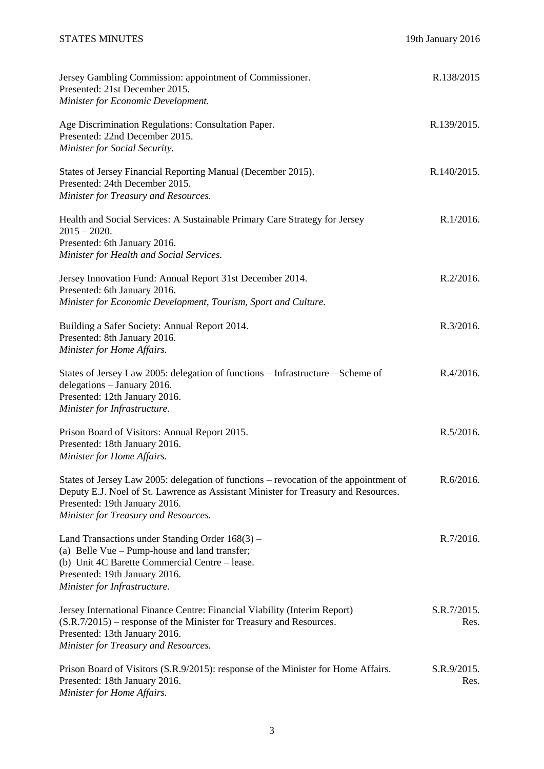Jersey Gambling Commission: appointment of Commissioner. R.138/2015
Presented: 21st December 2015.
*Minister for Economic Development.*

Age Discrimination Regulations: Consultation Paper. R.139/2015.
Presented: 22nd December 2015.
*Minister for Social Security.*

States of Jersey Financial Reporting Manual (December 2015). R.140/2015.
Presented: 24th December 2015.
*Minister for Treasury and Resources.*

Health and Social Services: A Sustainable Primary Care Strategy for Jersey 2015 – 2020. R.1/2016.
Presented: 6th January 2016.
*Minister for Health and Social Services.*

Jersey Innovation Fund: Annual Report 31st December 2014. R.2/2016.
Presented: 6th January 2016.
*Minister for Economic Development, Tourism, Sport and Culture.*

Building a Safer Society: Annual Report 2014. R.3/2016.
Presented: 8th January 2016.
*Minister for Home Affairs.*

States of Jersey Law 2005: delegation of functions – Infrastructure – Scheme of delegations – January 2016. R.4/2016.
Presented: 12th January 2016.
*Minister for Infrastructure.*

Prison Board of Visitors: Annual Report 2015. R.5/2016.
Presented: 18th January 2016.
*Minister for Home Affairs.*

States of Jersey Law 2005: delegation of functions – revocation of the appointment of Deputy E.J. Noel of St. Lawrence as Assistant Minister for Treasury and Resources. R.6/2016.
Presented: 19th January 2016.
*Minister for Treasury and Resources.*

Land Transactions under Standing Order 168(3) – R.7/2016.
(a) Belle Vue – Pump-house and land transfer;
(b) Unit 4C Barette Commercial Centre – lease.
Presented: 19th January 2016.
*Minister for Infrastructure.*

Jersey International Finance Centre: Financial Viability (Interim Report) (S.R.7/2015) – response of the Minister for Treasury and Resources. S.R.7/2015. Res.
Presented: 13th January 2016.
*Minister for Treasury and Resources.*

Prison Board of Visitors (S.R.9/2015): response of the Minister for Home Affairs. S.R.9/2015. Res.
Presented: 18th January 2016.
*Minister for Home Affairs.*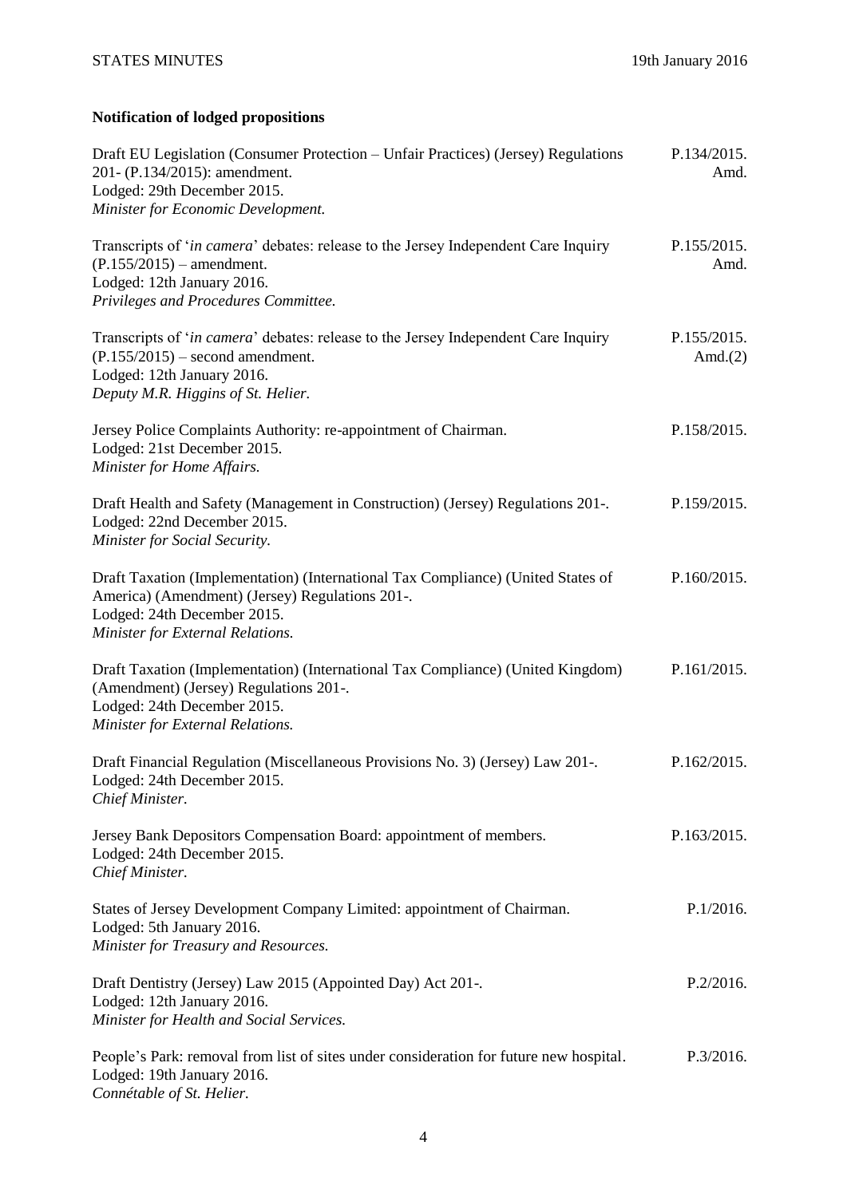**Notification of lodged propositions**

Draft EU Legislation (Consumer Protection – Unfair Practices) (Jersey) Regulations 201- (P.134/2015): amendment. P.134/2015. Amd.
Lodged: 29th December 2015.
*Minister for Economic Development.*

Transcripts of '*in camera*' debates: release to the Jersey Independent Care Inquiry (P.155/2015) – amendment. P.155/2015. Amd.
Lodged: 12th January 2016.
*Privileges and Procedures Committee.*

Transcripts of '*in camera*' debates: release to the Jersey Independent Care Inquiry (P.155/2015) – second amendment. P.155/2015. Amd.(2)
Lodged: 12th January 2016.
*Deputy M.R. Higgins of St. Helier.*

Jersey Police Complaints Authority: re-appointment of Chairman. P.158/2015.
Lodged: 21st December 2015.
*Minister for Home Affairs.*

Draft Health and Safety (Management in Construction) (Jersey) Regulations 201-. P.159/2015.
Lodged: 22nd December 2015.
*Minister for Social Security.*

Draft Taxation (Implementation) (International Tax Compliance) (United States of America) (Amendment) (Jersey) Regulations 201-. P.160/2015.
Lodged: 24th December 2015.
*Minister for External Relations.*

Draft Taxation (Implementation) (International Tax Compliance) (United Kingdom) (Amendment) (Jersey) Regulations 201-. P.161/2015.
Lodged: 24th December 2015.
*Minister for External Relations.*

Draft Financial Regulation (Miscellaneous Provisions No. 3) (Jersey) Law 201-. P.162/2015.
Lodged: 24th December 2015.
*Chief Minister.*

Jersey Bank Depositors Compensation Board: appointment of members. P.163/2015.
Lodged: 24th December 2015.
*Chief Minister.*

States of Jersey Development Company Limited: appointment of Chairman. P.1/2016.
Lodged: 5th January 2016.
*Minister for Treasury and Resources.*

Draft Dentistry (Jersey) Law 2015 (Appointed Day) Act 201-. P.2/2016.
Lodged: 12th January 2016.
*Minister for Health and Social Services.*

People's Park: removal from list of sites under consideration for future new hospital. P.3/2016.
Lodged: 19th January 2016.
*Connétable of St. Helier.*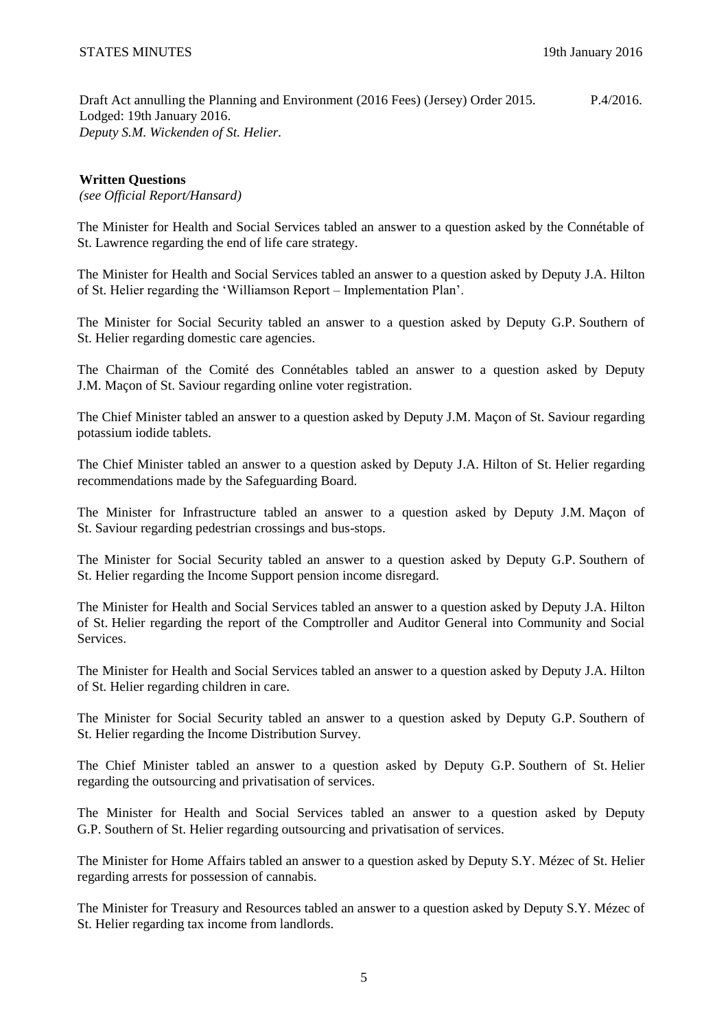Draft Act annulling the Planning and Environment (2016 Fees) (Jersey) Order 2015. P.4/2016.
Lodged: 19th January 2016.
*Deputy S.M. Wickenden of St. Helier.*

**Written Questions**
*(see Official Report/Hansard)*

The Minister for Health and Social Services tabled an answer to a question asked by the Connétable of St. Lawrence regarding the end of life care strategy.

The Minister for Health and Social Services tabled an answer to a question asked by Deputy J.A. Hilton of St. Helier regarding the 'Williamson Report – Implementation Plan'.

The Minister for Social Security tabled an answer to a question asked by Deputy G.P. Southern of St. Helier regarding domestic care agencies.

The Chairman of the Comité des Connétables tabled an answer to a question asked by Deputy J.M. Maçon of St. Saviour regarding online voter registration.

The Chief Minister tabled an answer to a question asked by Deputy J.M. Maçon of St. Saviour regarding potassium iodide tablets.

The Chief Minister tabled an answer to a question asked by Deputy J.A. Hilton of St. Helier regarding recommendations made by the Safeguarding Board.

The Minister for Infrastructure tabled an answer to a question asked by Deputy J.M. Maçon of St. Saviour regarding pedestrian crossings and bus-stops.

The Minister for Social Security tabled an answer to a question asked by Deputy G.P. Southern of St. Helier regarding the Income Support pension income disregard.

The Minister for Health and Social Services tabled an answer to a question asked by Deputy J.A. Hilton of St. Helier regarding the report of the Comptroller and Auditor General into Community and Social Services.

The Minister for Health and Social Services tabled an answer to a question asked by Deputy J.A. Hilton of St. Helier regarding children in care.

The Minister for Social Security tabled an answer to a question asked by Deputy G.P. Southern of St. Helier regarding the Income Distribution Survey.

The Chief Minister tabled an answer to a question asked by Deputy G.P. Southern of St. Helier regarding the outsourcing and privatisation of services.

The Minister for Health and Social Services tabled an answer to a question asked by Deputy G.P. Southern of St. Helier regarding outsourcing and privatisation of services.

The Minister for Home Affairs tabled an answer to a question asked by Deputy S.Y. Mézec of St. Helier regarding arrests for possession of cannabis.

The Minister for Treasury and Resources tabled an answer to a question asked by Deputy S.Y. Mézec of St. Helier regarding tax income from landlords.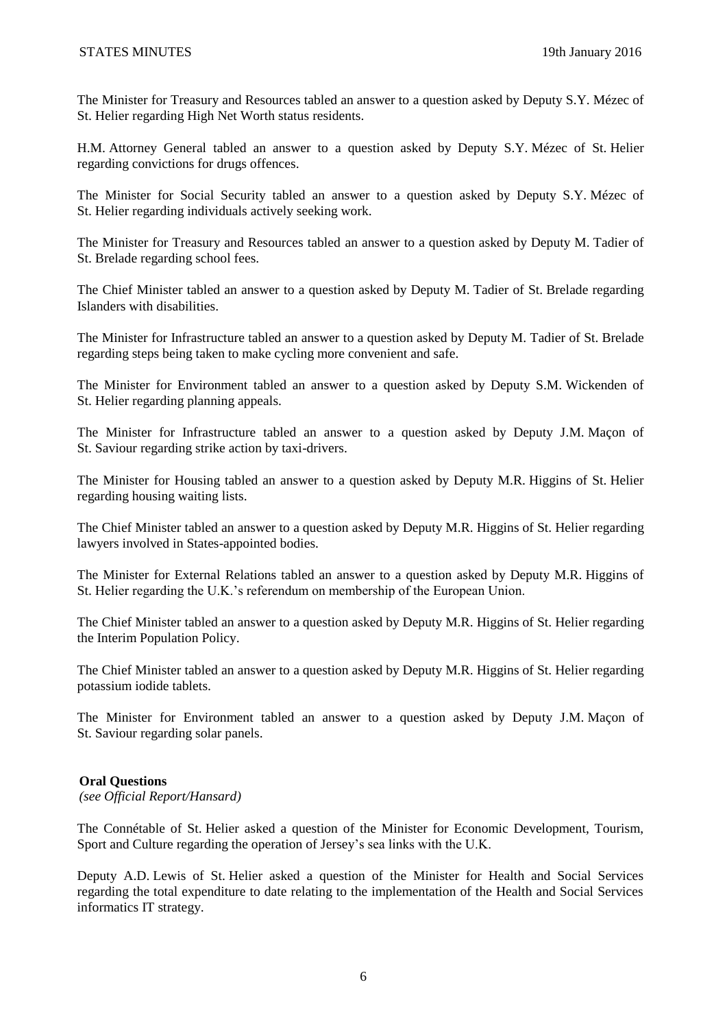The Minister for Treasury and Resources tabled an answer to a question asked by Deputy S.Y. Mézec of St. Helier regarding High Net Worth status residents.

H.M. Attorney General tabled an answer to a question asked by Deputy S.Y. Mézec of St. Helier regarding convictions for drugs offences.

The Minister for Social Security tabled an answer to a question asked by Deputy S.Y. Mézec of St. Helier regarding individuals actively seeking work.

The Minister for Treasury and Resources tabled an answer to a question asked by Deputy M. Tadier of St. Brelade regarding school fees.

The Chief Minister tabled an answer to a question asked by Deputy M. Tadier of St. Brelade regarding Islanders with disabilities.

The Minister for Infrastructure tabled an answer to a question asked by Deputy M. Tadier of St. Brelade regarding steps being taken to make cycling more convenient and safe.

The Minister for Environment tabled an answer to a question asked by Deputy S.M. Wickenden of St. Helier regarding planning appeals.

The Minister for Infrastructure tabled an answer to a question asked by Deputy J.M. Maçon of St. Saviour regarding strike action by taxi-drivers.

The Minister for Housing tabled an answer to a question asked by Deputy M.R. Higgins of St. Helier regarding housing waiting lists.

The Chief Minister tabled an answer to a question asked by Deputy M.R. Higgins of St. Helier regarding lawyers involved in States-appointed bodies.

The Minister for External Relations tabled an answer to a question asked by Deputy M.R. Higgins of St. Helier regarding the U.K.'s referendum on membership of the European Union.

The Chief Minister tabled an answer to a question asked by Deputy M.R. Higgins of St. Helier regarding the Interim Population Policy.

The Chief Minister tabled an answer to a question asked by Deputy M.R. Higgins of St. Helier regarding potassium iodide tablets.

The Minister for Environment tabled an answer to a question asked by Deputy J.M. Maçon of St. Saviour regarding solar panels.

**Oral Questions**
*(see Official Report/Hansard)*

The Connétable of St. Helier asked a question of the Minister for Economic Development, Tourism, Sport and Culture regarding the operation of Jersey's sea links with the U.K.

Deputy A.D. Lewis of St. Helier asked a question of the Minister for Health and Social Services regarding the total expenditure to date relating to the implementation of the Health and Social Services informatics IT strategy.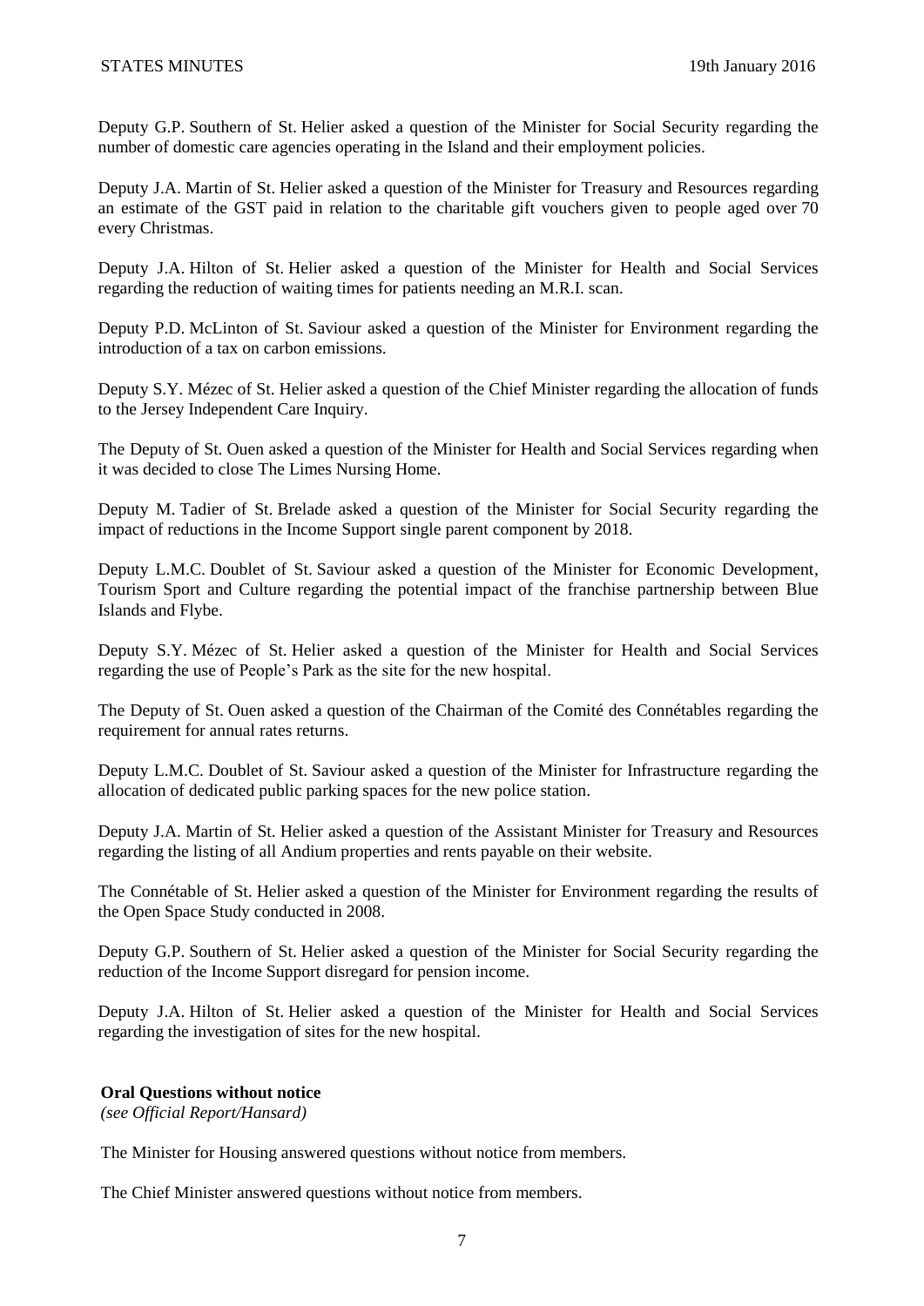Deputy G.P. Southern of St. Helier asked a question of the Minister for Social Security regarding the number of domestic care agencies operating in the Island and their employment policies.

Deputy J.A. Martin of St. Helier asked a question of the Minister for Treasury and Resources regarding an estimate of the GST paid in relation to the charitable gift vouchers given to people aged over 70 every Christmas.

Deputy J.A. Hilton of St. Helier asked a question of the Minister for Health and Social Services regarding the reduction of waiting times for patients needing an M.R.I. scan.

Deputy P.D. McLinton of St. Saviour asked a question of the Minister for Environment regarding the introduction of a tax on carbon emissions.

Deputy S.Y. Mézec of St. Helier asked a question of the Chief Minister regarding the allocation of funds to the Jersey Independent Care Inquiry.

The Deputy of St. Ouen asked a question of the Minister for Health and Social Services regarding when it was decided to close The Limes Nursing Home.

Deputy M. Tadier of St. Brelade asked a question of the Minister for Social Security regarding the impact of reductions in the Income Support single parent component by 2018.

Deputy L.M.C. Doublet of St. Saviour asked a question of the Minister for Economic Development, Tourism Sport and Culture regarding the potential impact of the franchise partnership between Blue Islands and Flybe.

Deputy S.Y. Mézec of St. Helier asked a question of the Minister for Health and Social Services regarding the use of People's Park as the site for the new hospital.

The Deputy of St. Ouen asked a question of the Chairman of the Comité des Connétables regarding the requirement for annual rates returns.

Deputy L.M.C. Doublet of St. Saviour asked a question of the Minister for Infrastructure regarding the allocation of dedicated public parking spaces for the new police station.

Deputy J.A. Martin of St. Helier asked a question of the Assistant Minister for Treasury and Resources regarding the listing of all Andium properties and rents payable on their website.

The Connétable of St. Helier asked a question of the Minister for Environment regarding the results of the Open Space Study conducted in 2008.

Deputy G.P. Southern of St. Helier asked a question of the Minister for Social Security regarding the reduction of the Income Support disregard for pension income.

Deputy J.A. Hilton of St. Helier asked a question of the Minister for Health and Social Services regarding the investigation of sites for the new hospital.

**Oral Questions without notice**
*(see Official Report/Hansard)*

The Minister for Housing answered questions without notice from members.

The Chief Minister answered questions without notice from members.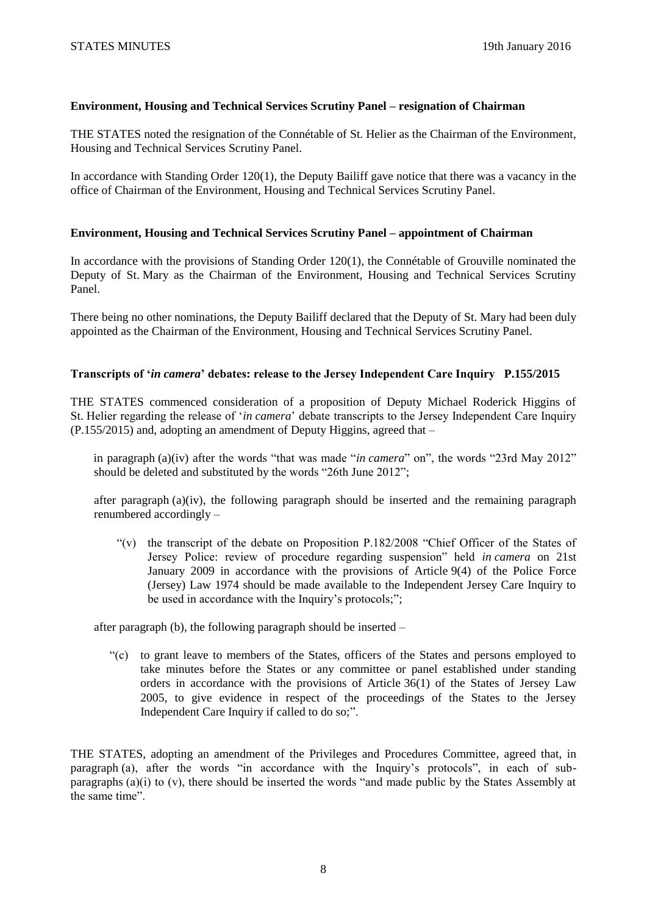**Environment, Housing and Technical Services Scrutiny Panel – resignation of Chairman**

THE STATES noted the resignation of the Connétable of St. Helier as the Chairman of the Environment, Housing and Technical Services Scrutiny Panel.

In accordance with Standing Order 120(1), the Deputy Bailiff gave notice that there was a vacancy in the office of Chairman of the Environment, Housing and Technical Services Scrutiny Panel.

**Environment, Housing and Technical Services Scrutiny Panel – appointment of Chairman**

In accordance with the provisions of Standing Order 120(1), the Connétable of Grouville nominated the Deputy of St. Mary as the Chairman of the Environment, Housing and Technical Services Scrutiny Panel.

There being no other nominations, the Deputy Bailiff declared that the Deputy of St. Mary had been duly appointed as the Chairman of the Environment, Housing and Technical Services Scrutiny Panel.

**Transcripts of '*in camera*' debates: release to the Jersey Independent Care Inquiry P.155/2015**

THE STATES commenced consideration of a proposition of Deputy Michael Roderick Higgins of St. Helier regarding the release of '*in camera*' debate transcripts to the Jersey Independent Care Inquiry (P.155/2015) and, adopting an amendment of Deputy Higgins, agreed that –

> in paragraph (a)(iv) after the words "that was made "*in camera*" on", the words "23rd May 2012" should be deleted and substituted by the words "26th June 2012";
>
> after paragraph (a)(iv), the following paragraph should be inserted and the remaining paragraph renumbered accordingly –
>
> > "(v) the transcript of the debate on Proposition P.182/2008 "Chief Officer of the States of Jersey Police: review of procedure regarding suspension" held *in camera* on 21st January 2009 in accordance with the provisions of Article 9(4) of the Police Force (Jersey) Law 1974 should be made available to the Independent Jersey Care Inquiry to be used in accordance with the Inquiry's protocols;";
>
> after paragraph (b), the following paragraph should be inserted –
>
> > "(c) to grant leave to members of the States, officers of the States and persons employed to take minutes before the States or any committee or panel established under standing orders in accordance with the provisions of Article 36(1) of the States of Jersey Law 2005, to give evidence in respect of the proceedings of the States to the Jersey Independent Care Inquiry if called to do so;".

THE STATES, adopting an amendment of the Privileges and Procedures Committee, agreed that, in paragraph (a), after the words "in accordance with the Inquiry's protocols", in each of sub-paragraphs (a)(i) to (v), there should be inserted the words "and made public by the States Assembly at the same time".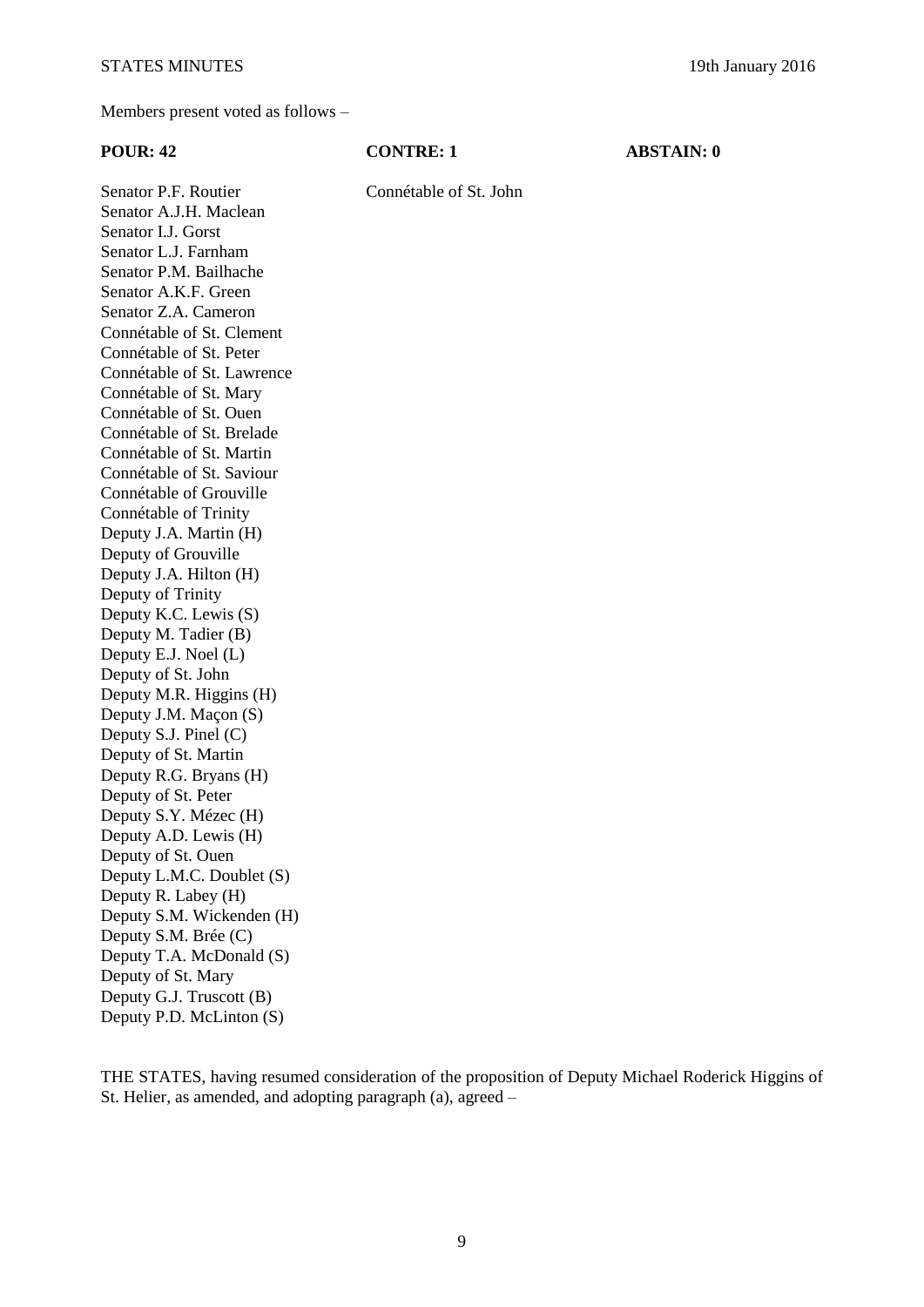Members present voted as follows –

| POUR: 42 | CONTRE: 1 | ABSTAIN: 0 |
| --- | --- | --- |
| Senator P.F. Routier | Connétable of St. John | |
| Senator A.J.H. Maclean | | |
| Senator I.J. Gorst | | |
| Senator L.J. Farnham | | |
| Senator P.M. Bailhache | | |
| Senator A.K.F. Green | | |
| Senator Z.A. Cameron | | |
| Connétable of St. Clement | | |
| Connétable of St. Peter | | |
| Connétable of St. Lawrence | | |
| Connétable of St. Mary | | |
| Connétable of St. Ouen | | |
| Connétable of St. Brelade | | |
| Connétable of St. Martin | | |
| Connétable of St. Saviour | | |
| Connétable of Grouville | | |
| Connétable of Trinity | | |
| Deputy J.A. Martin (H) | | |
| Deputy of Grouville | | |
| Deputy J.A. Hilton (H) | | |
| Deputy of Trinity | | |
| Deputy K.C. Lewis (S) | | |
| Deputy M. Tadier (B) | | |
| Deputy E.J. Noel (L) | | |
| Deputy of St. John | | |
| Deputy M.R. Higgins (H) | | |
| Deputy J.M. Maçon (S) | | |
| Deputy S.J. Pinel (C) | | |
| Deputy of St. Martin | | |
| Deputy R.G. Bryans (H) | | |
| Deputy of St. Peter | | |
| Deputy S.Y. Mézec (H) | | |
| Deputy A.D. Lewis (H) | | |
| Deputy of St. Ouen | | |
| Deputy L.M.C. Doublet (S) | | |
| Deputy R. Labey (H) | | |
| Deputy S.M. Wickenden (H) | | |
| Deputy S.M. Brée (C) | | |
| Deputy T.A. McDonald (S) | | |
| Deputy of St. Mary | | |
| Deputy G.J. Truscott (B) | | |
| Deputy P.D. McLinton (S) | | |

THE STATES, having resumed consideration of the proposition of Deputy Michael Roderick Higgins of St. Helier, as amended, and adopting paragraph (a), agreed –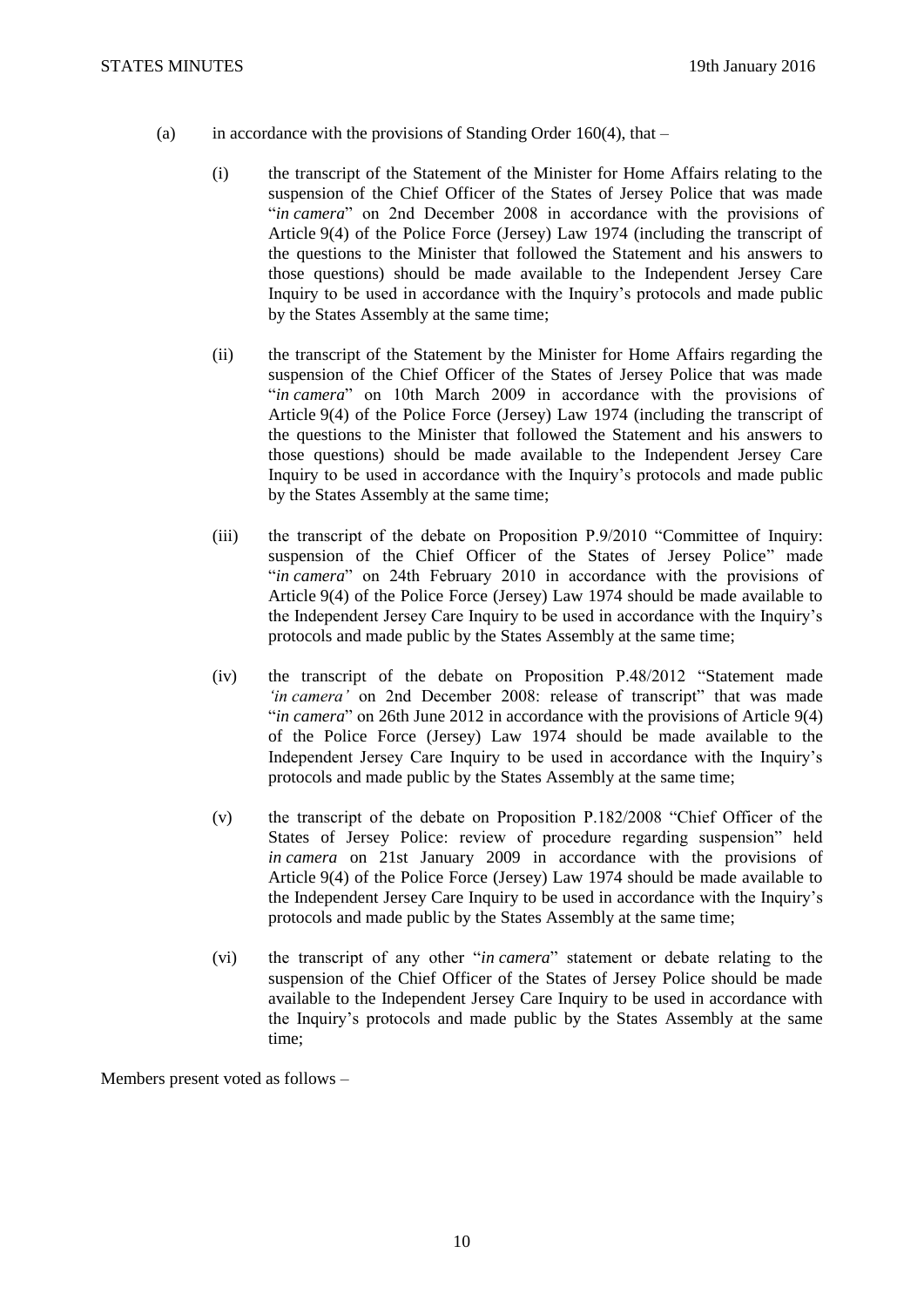(a) in accordance with the provisions of Standing Order 160(4), that –

  (i) the transcript of the Statement of the Minister for Home Affairs relating to the suspension of the Chief Officer of the States of Jersey Police that was made "*in camera*" on 2nd December 2008 in accordance with the provisions of Article 9(4) of the Police Force (Jersey) Law 1974 (including the transcript of the questions to the Minister that followed the Statement and his answers to those questions) should be made available to the Independent Jersey Care Inquiry to be used in accordance with the Inquiry's protocols and made public by the States Assembly at the same time;

  (ii) the transcript of the Statement by the Minister for Home Affairs regarding the suspension of the Chief Officer of the States of Jersey Police that was made "*in camera*" on 10th March 2009 in accordance with the provisions of Article 9(4) of the Police Force (Jersey) Law 1974 (including the transcript of the questions to the Minister that followed the Statement and his answers to those questions) should be made available to the Independent Jersey Care Inquiry to be used in accordance with the Inquiry's protocols and made public by the States Assembly at the same time;

  (iii) the transcript of the debate on Proposition P.9/2010 "Committee of Inquiry: suspension of the Chief Officer of the States of Jersey Police" made "*in camera*" on 24th February 2010 in accordance with the provisions of Article 9(4) of the Police Force (Jersey) Law 1974 should be made available to the Independent Jersey Care Inquiry to be used in accordance with the Inquiry's protocols and made public by the States Assembly at the same time;

  (iv) the transcript of the debate on Proposition P.48/2012 "Statement made *'in camera'* on 2nd December 2008: release of transcript" that was made "*in camera*" on 26th June 2012 in accordance with the provisions of Article 9(4) of the Police Force (Jersey) Law 1974 should be made available to the Independent Jersey Care Inquiry to be used in accordance with the Inquiry's protocols and made public by the States Assembly at the same time;

  (v) the transcript of the debate on Proposition P.182/2008 "Chief Officer of the States of Jersey Police: review of procedure regarding suspension" held *in camera* on 21st January 2009 in accordance with the provisions of Article 9(4) of the Police Force (Jersey) Law 1974 should be made available to the Independent Jersey Care Inquiry to be used in accordance with the Inquiry's protocols and made public by the States Assembly at the same time;

  (vi) the transcript of any other "*in camera*" statement or debate relating to the suspension of the Chief Officer of the States of Jersey Police should be made available to the Independent Jersey Care Inquiry to be used in accordance with the Inquiry's protocols and made public by the States Assembly at the same time;

Members present voted as follows –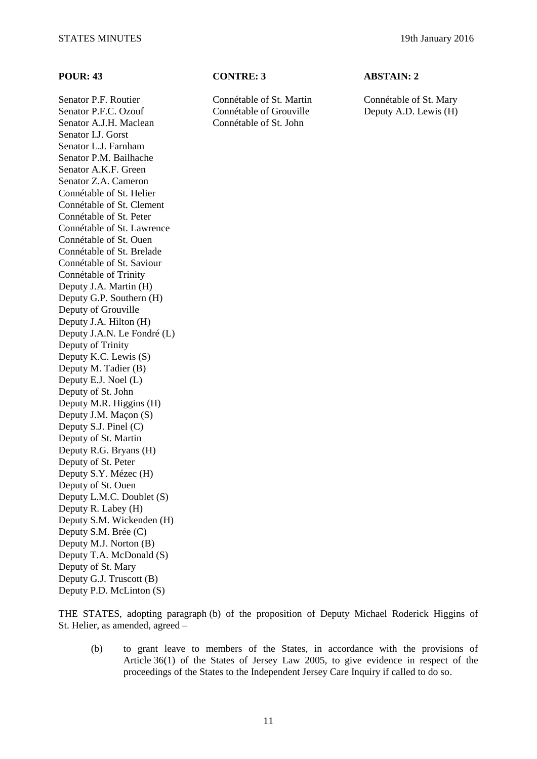| POUR: 43 | CONTRE: 3 | ABSTAIN: 2 |
|---|---|---|
| Senator P.F. Routier | Connétable of St. Martin | Connétable of St. Mary |
| Senator P.F.C. Ozouf | Connétable of Grouville | Deputy A.D. Lewis (H) |
| Senator A.J.H. Maclean | Connétable of St. John | |
| Senator I.J. Gorst | | |
| Senator L.J. Farnham | | |
| Senator P.M. Bailhache | | |
| Senator A.K.F. Green | | |
| Senator Z.A. Cameron | | |
| Connétable of St. Helier | | |
| Connétable of St. Clement | | |
| Connétable of St. Peter | | |
| Connétable of St. Lawrence | | |
| Connétable of St. Ouen | | |
| Connétable of St. Brelade | | |
| Connétable of St. Saviour | | |
| Connétable of Trinity | | |
| Deputy J.A. Martin (H) | | |
| Deputy G.P. Southern (H) | | |
| Deputy of Grouville | | |
| Deputy J.A. Hilton (H) | | |
| Deputy J.A.N. Le Fondré (L) | | |
| Deputy of Trinity | | |
| Deputy K.C. Lewis (S) | | |
| Deputy M. Tadier (B) | | |
| Deputy E.J. Noel (L) | | |
| Deputy of St. John | | |
| Deputy M.R. Higgins (H) | | |
| Deputy J.M. Maçon (S) | | |
| Deputy S.J. Pinel (C) | | |
| Deputy of St. Martin | | |
| Deputy R.G. Bryans (H) | | |
| Deputy of St. Peter | | |
| Deputy S.Y. Mézec (H) | | |
| Deputy of St. Ouen | | |
| Deputy L.M.C. Doublet (S) | | |
| Deputy R. Labey (H) | | |
| Deputy S.M. Wickenden (H) | | |
| Deputy S.M. Brée (C) | | |
| Deputy M.J. Norton (B) | | |
| Deputy T.A. McDonald (S) | | |
| Deputy of St. Mary | | |
| Deputy G.J. Truscott (B) | | |
| Deputy P.D. McLinton (S) | | |

THE STATES, adopting paragraph (b) of the proposition of Deputy Michael Roderick Higgins of St. Helier, as amended, agreed –

(b) to grant leave to members of the States, in accordance with the provisions of Article 36(1) of the States of Jersey Law 2005, to give evidence in respect of the proceedings of the States to the Independent Jersey Care Inquiry if called to do so.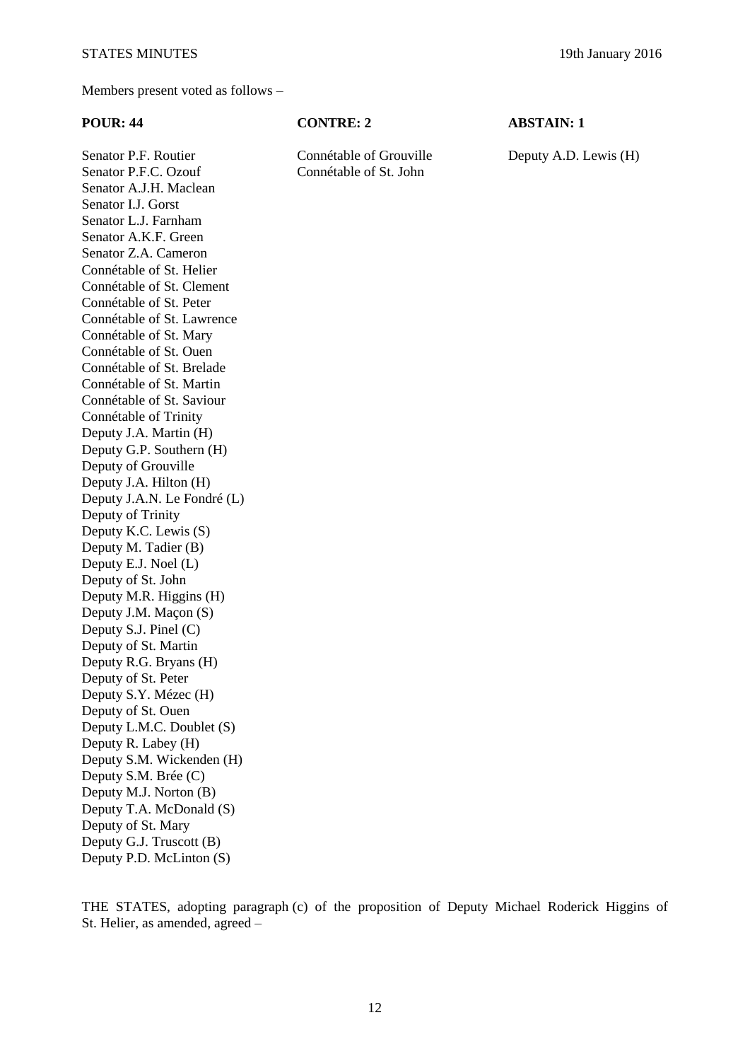Members present voted as follows –

| POUR: 44 | CONTRE: 2 | ABSTAIN: 1 |
|---|---|---|
| Senator P.F. Routier | Connétable of Grouville | Deputy A.D. Lewis (H) |
| Senator P.F.C. Ozouf | Connétable of St. John | |
| Senator A.J.H. Maclean | | |
| Senator I.J. Gorst | | |
| Senator L.J. Farnham | | |
| Senator A.K.F. Green | | |
| Senator Z.A. Cameron | | |
| Connétable of St. Helier | | |
| Connétable of St. Clement | | |
| Connétable of St. Peter | | |
| Connétable of St. Lawrence | | |
| Connétable of St. Mary | | |
| Connétable of St. Ouen | | |
| Connétable of St. Brelade | | |
| Connétable of St. Martin | | |
| Connétable of St. Saviour | | |
| Connétable of Trinity | | |
| Deputy J.A. Martin (H) | | |
| Deputy G.P. Southern (H) | | |
| Deputy of Grouville | | |
| Deputy J.A. Hilton (H) | | |
| Deputy J.A.N. Le Fondré (L) | | |
| Deputy of Trinity | | |
| Deputy K.C. Lewis (S) | | |
| Deputy M. Tadier (B) | | |
| Deputy E.J. Noel (L) | | |
| Deputy of St. John | | |
| Deputy M.R. Higgins (H) | | |
| Deputy J.M. Maçon (S) | | |
| Deputy S.J. Pinel (C) | | |
| Deputy of St. Martin | | |
| Deputy R.G. Bryans (H) | | |
| Deputy of St. Peter | | |
| Deputy S.Y. Mézec (H) | | |
| Deputy of St. Ouen | | |
| Deputy L.M.C. Doublet (S) | | |
| Deputy R. Labey (H) | | |
| Deputy S.M. Wickenden (H) | | |
| Deputy S.M. Brée (C) | | |
| Deputy M.J. Norton (B) | | |
| Deputy T.A. McDonald (S) | | |
| Deputy of St. Mary | | |
| Deputy G.J. Truscott (B) | | |
| Deputy P.D. McLinton (S) | | |

THE STATES, adopting paragraph (c) of the proposition of Deputy Michael Roderick Higgins of St. Helier, as amended, agreed –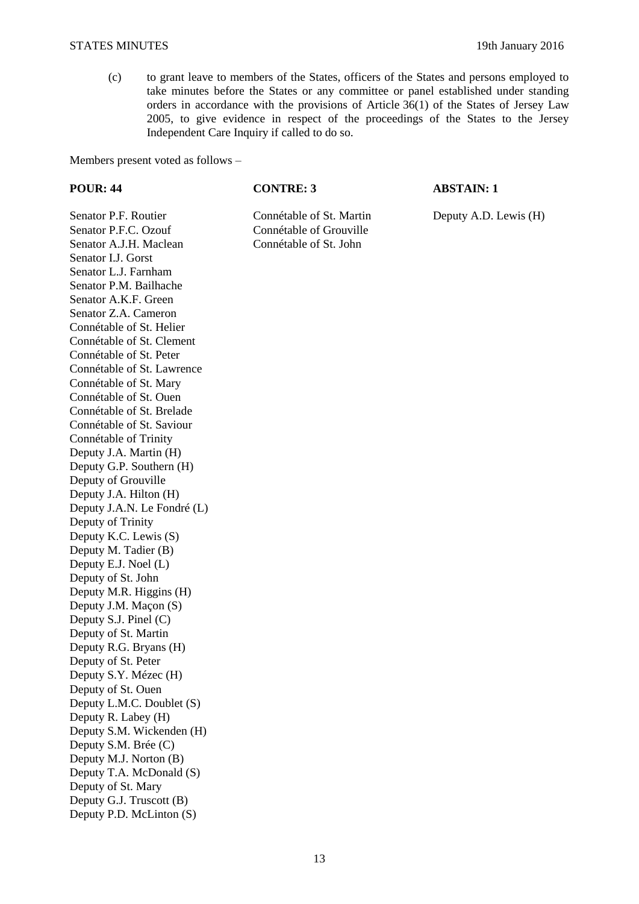(c) to grant leave to members of the States, officers of the States and persons employed to take minutes before the States or any committee or panel established under standing orders in accordance with the provisions of Article 36(1) of the States of Jersey Law 2005, to give evidence in respect of the proceedings of the States to the Jersey Independent Care Inquiry if called to do so.

Members present voted as follows –

| POUR: 44 | CONTRE: 3 | ABSTAIN: 1 |
|---|---|---|
| Senator P.F. Routier | Connétable of St. Martin | Deputy A.D. Lewis (H) |
| Senator P.F.C. Ozouf | Connétable of Grouville | |
| Senator A.J.H. Maclean | Connétable of St. John | |
| Senator I.J. Gorst | | |
| Senator L.J. Farnham | | |
| Senator P.M. Bailhache | | |
| Senator A.K.F. Green | | |
| Senator Z.A. Cameron | | |
| Connétable of St. Helier | | |
| Connétable of St. Clement | | |
| Connétable of St. Peter | | |
| Connétable of St. Lawrence | | |
| Connétable of St. Mary | | |
| Connétable of St. Ouen | | |
| Connétable of St. Brelade | | |
| Connétable of St. Saviour | | |
| Connétable of Trinity | | |
| Deputy J.A. Martin (H) | | |
| Deputy G.P. Southern (H) | | |
| Deputy of Grouville | | |
| Deputy J.A. Hilton (H) | | |
| Deputy J.A.N. Le Fondré (L) | | |
| Deputy of Trinity | | |
| Deputy K.C. Lewis (S) | | |
| Deputy M. Tadier (B) | | |
| Deputy E.J. Noel (L) | | |
| Deputy of St. John | | |
| Deputy M.R. Higgins (H) | | |
| Deputy J.M. Maçon (S) | | |
| Deputy S.J. Pinel (C) | | |
| Deputy of St. Martin | | |
| Deputy R.G. Bryans (H) | | |
| Deputy of St. Peter | | |
| Deputy S.Y. Mézec (H) | | |
| Deputy of St. Ouen | | |
| Deputy L.M.C. Doublet (S) | | |
| Deputy R. Labey (H) | | |
| Deputy S.M. Wickenden (H) | | |
| Deputy S.M. Brée (C) | | |
| Deputy M.J. Norton (B) | | |
| Deputy T.A. McDonald (S) | | |
| Deputy of St. Mary | | |
| Deputy G.J. Truscott (B) | | |
| Deputy P.D. McLinton (S) | | |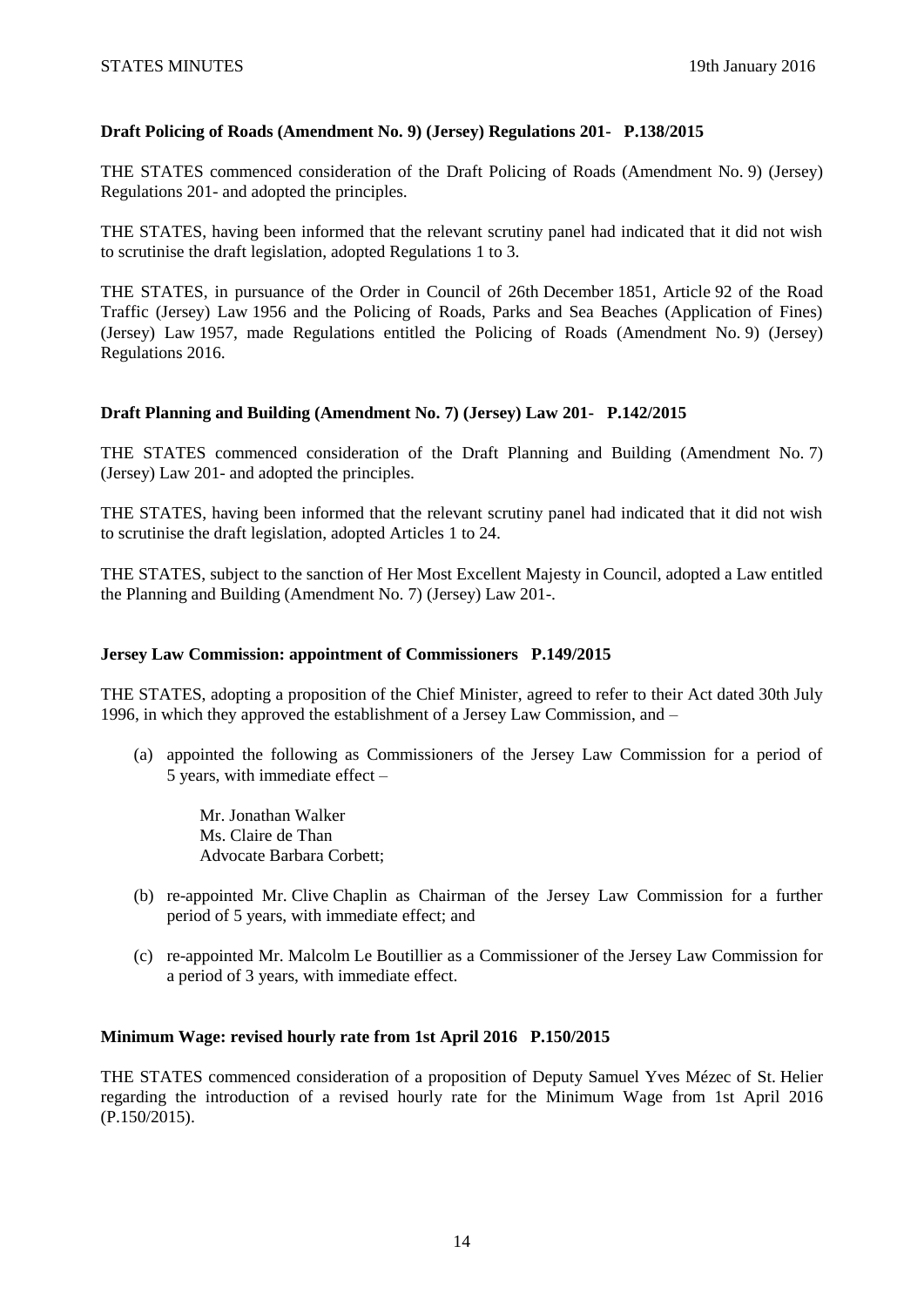**Draft Policing of Roads (Amendment No. 9) (Jersey) Regulations 201- P.138/2015**

THE STATES commenced consideration of the Draft Policing of Roads (Amendment No. 9) (Jersey) Regulations 201- and adopted the principles.

THE STATES, having been informed that the relevant scrutiny panel had indicated that it did not wish to scrutinise the draft legislation, adopted Regulations 1 to 3.

THE STATES, in pursuance of the Order in Council of 26th December 1851, Article 92 of the Road Traffic (Jersey) Law 1956 and the Policing of Roads, Parks and Sea Beaches (Application of Fines) (Jersey) Law 1957, made Regulations entitled the Policing of Roads (Amendment No. 9) (Jersey) Regulations 2016.

**Draft Planning and Building (Amendment No. 7) (Jersey) Law 201- P.142/2015**

THE STATES commenced consideration of the Draft Planning and Building (Amendment No. 7) (Jersey) Law 201- and adopted the principles.

THE STATES, having been informed that the relevant scrutiny panel had indicated that it did not wish to scrutinise the draft legislation, adopted Articles 1 to 24.

THE STATES, subject to the sanction of Her Most Excellent Majesty in Council, adopted a Law entitled the Planning and Building (Amendment No. 7) (Jersey) Law 201-.

**Jersey Law Commission: appointment of Commissioners P.149/2015**

THE STATES, adopting a proposition of the Chief Minister, agreed to refer to their Act dated 30th July 1996, in which they approved the establishment of a Jersey Law Commission, and –

(a) appointed the following as Commissioners of the Jersey Law Commission for a period of 5 years, with immediate effect –

    Mr. Jonathan Walker
    Ms. Claire de Than
    Advocate Barbara Corbett;

(b) re-appointed Mr. Clive Chaplin as Chairman of the Jersey Law Commission for a further period of 5 years, with immediate effect; and

(c) re-appointed Mr. Malcolm Le Boutillier as a Commissioner of the Jersey Law Commission for a period of 3 years, with immediate effect.

**Minimum Wage: revised hourly rate from 1st April 2016 P.150/2015**

THE STATES commenced consideration of a proposition of Deputy Samuel Yves Mézec of St. Helier regarding the introduction of a revised hourly rate for the Minimum Wage from 1st April 2016 (P.150/2015).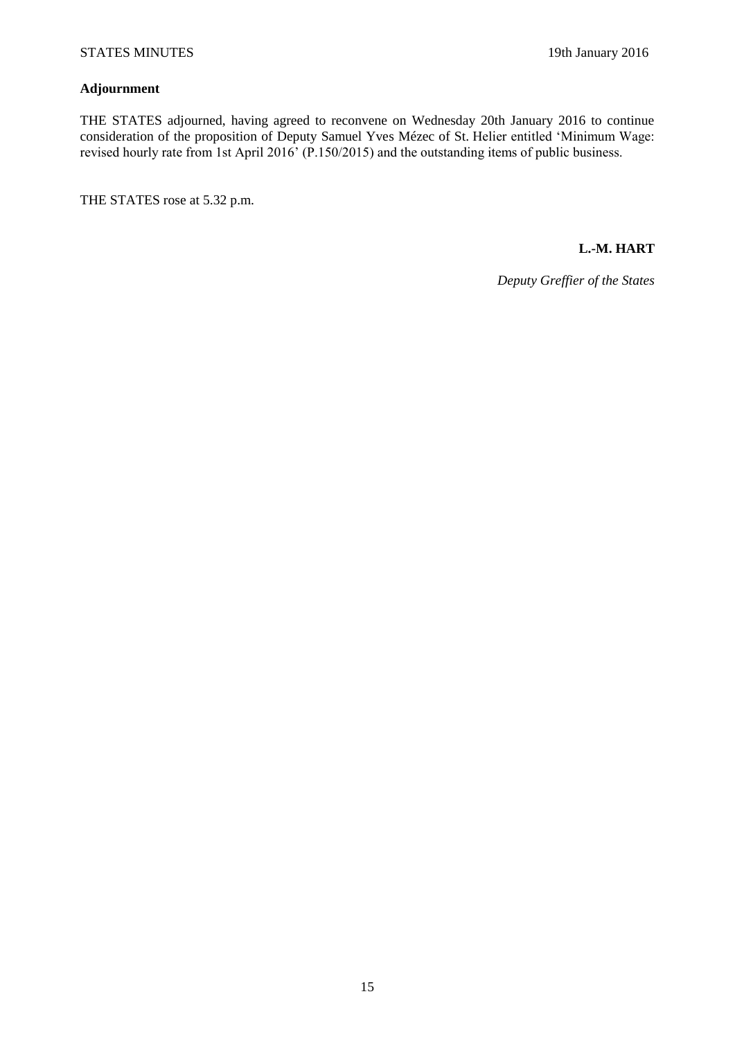**Adjournment**

THE STATES adjourned, having agreed to reconvene on Wednesday 20th January 2016 to continue consideration of the proposition of Deputy Samuel Yves Mézec of St. Helier entitled 'Minimum Wage: revised hourly rate from 1st April 2016' (P.150/2015) and the outstanding items of public business.

THE STATES rose at 5.32 p.m.

**L.-M. HART**

*Deputy Greffier of the States*